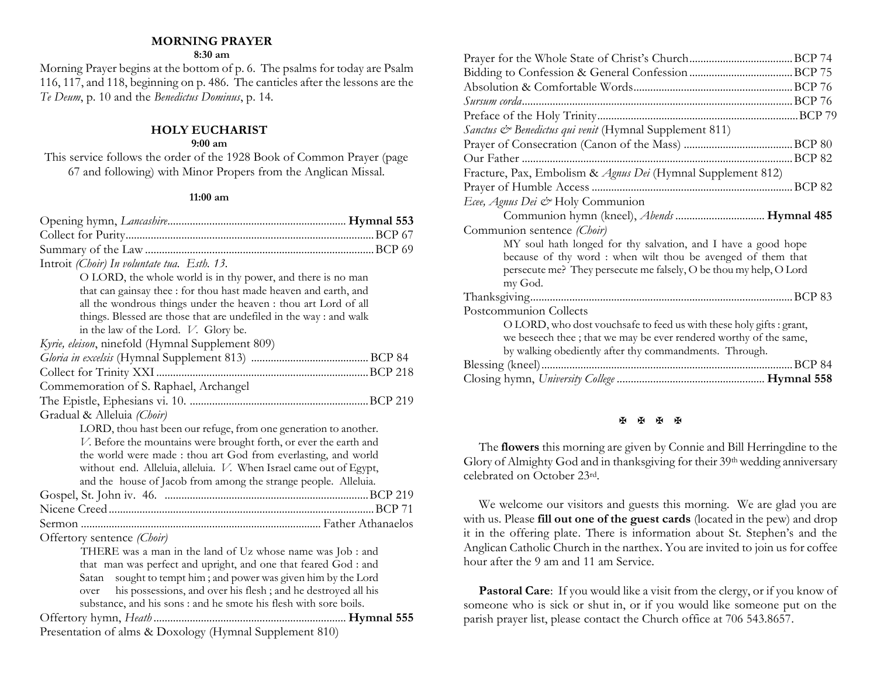## MORNING PRAYER

**8:30 am**

Morning Prayer begins at the bottom of p. 6. The psalms for today are Psalm 116, 117, and 118, beginning on p. 486. The canticles after the lessons are the *Te Deum*, p. 10 and the *Benedictus Dominus*, p. 14.

## HOLY EUCHARIST

**9:00 am**

This service follows the order of the 1928 Book of Common Prayer (page 67 and following) with Minor Propers from the Anglican Missal.

**11:00 am**

Opening hymn, *Lancashire* ............................................................... **Hymnal 553**

Collect for Purity ........................................................................................ BCP 67

Summary of the Law ................................................................................. BCP 69

Introit *(Choir) In voluntate tua. Esth. 13.*

> O LORD, the whole world is in thy power, and there is no man that can gainsay thee : for thou hast made heaven and earth, and all the wondrous things under the heaven : thou art Lord of all things. Blessed are those that are undefiled in the way : and walk in the law of the Lord. *V.* Glory be.

*Kyrie, eleison*, ninefold (Hymnal Supplement 809)

*Gloria in excelsis* (Hymnal Supplement 813) .......................................... BCP 84

Collect for Trinity XXI ........................................................................... BCP 218

Commemoration of S. Raphael, Archangel

The Epistle, Ephesians vi. 10. ............................................................... BCP 219

Gradual & Alleluia *(Choir)*

> LORD, thou hast been our refuge, from one generation to another. *V.* Before the mountains were brought forth, or ever the earth and the world were made : thou art God from everlasting, and world without end. Alleluia, alleluia. *V.* When Israel came out of Egypt, and the house of Jacob from among the strange people. Alleluia.

Gospel, St. John iv. 46. ......................................................................... BCP 219

Nicene Creed ............................................................................................. BCP 71

Sermon .................................................................................... Father Athanaelos

Offertory sentence *(Choir)*

> THERE was a man in the land of Uz whose name was Job : and that man was perfect and upright, and one that feared God : and Satan sought to tempt him ; and power was given him by the Lord over his possessions, and over his flesh ; and he destroyed all his substance, and his sons : and he smote his flesh with sore boils.

Offertory hymn, *Heath* ..................................................................... **Hymnal 555**

Presentation of alms & Doxology (Hymnal Supplement 810)

Prayer for the Whole State of Christ's Church ..................................... BCP 74

Bidding to Confession & General Confession ..................................... BCP 75

Absolution & Comfortable Words ......................................................... BCP 76

*Sursum corda* ........................................................................................... BCP 76

Preface of the Holy Trinity ...................................................................... BCP 79

*Sanctus & Benedictus qui venit* (Hymnal Supplement 811)

Prayer of Consecration (Canon of the Mass) ....................................... BCP 80

Our Father ................................................................................................ BCP 82

Fracture, Pax, Embolism & *Agnus Dei* (Hymnal Supplement 812)

Prayer of Humble Access ........................................................................ BCP 82

*Ecce, Agnus Dei &* Holy Communion

> Communion hymn (kneel), *Abends* ................................ **Hymnal 485**

Communion sentence *(Choir)*

> MY soul hath longed for thy salvation, and I have a good hope because of thy word : when wilt thou be avenged of them that persecute me? They persecute me falsely, O be thou my help, O Lord my God.

Thanksgiving ............................................................................................ BCP 83

Postcommunion Collects

> O LORD, who dost vouchsafe to feed us with these holy gifts : grant, we beseech thee ; that we may be ever rendered worthy of the same, by walking obediently after thy commandments. Through.

Blessing (kneel) ......................................................................................... BCP 84

Closing hymn, *University College* ..................................................... **Hymnal 558**

✠ ✠ ✠ ✠

The **flowers** this morning are given by Connie and Bill Herringdine to the Glory of Almighty God and in thanksgiving for their 39th wedding anniversary celebrated on October 23rd.

We welcome our visitors and guests this morning. We are glad you are with us. Please **fill out one of the guest cards** (located in the pew) and drop it in the offering plate. There is information about St. Stephen's and the Anglican Catholic Church in the narthex. You are invited to join us for coffee hour after the 9 am and 11 am Service.

**Pastoral Care**: If you would like a visit from the clergy, or if you know of someone who is sick or shut in, or if you would like someone put on the parish prayer list, please contact the Church office at 706 543.8657.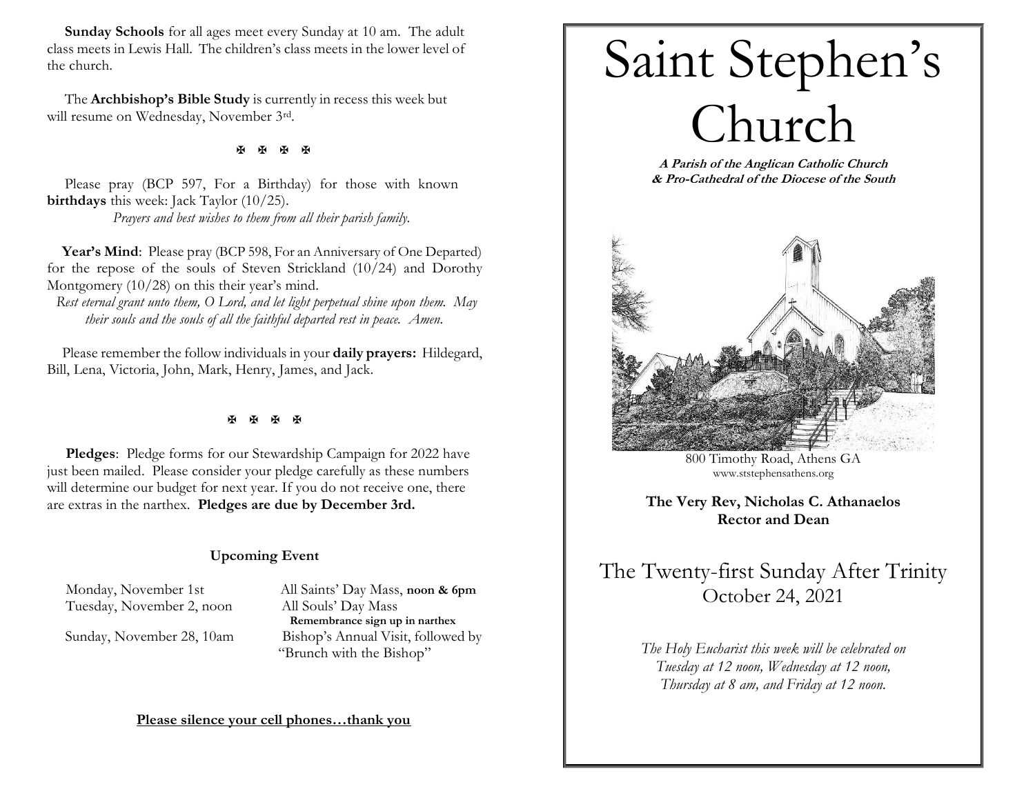**Sunday Schools** for all ages meet every Sunday at 10 am. The adult class meets in Lewis Hall. The children's class meets in the lower level of the church.

The **Archbishop's Bible Study** is currently in recess this week but will resume on Wednesday, November 3rd.

✠ ✠ ✠ ✠

Please pray (BCP 597, For a Birthday) for those with known **birthdays** this week: Jack Taylor (10/25).

*Prayers and best wishes to them from all their parish family.*

**Year's Mind**: Please pray (BCP 598, For an Anniversary of One Departed) for the repose of the souls of Steven Strickland (10/24) and Dorothy Montgomery (10/28) on this their year's mind.

*Rest eternal grant unto them, O Lord, and let light perpetual shine upon them. May their souls and the souls of all the faithful departed rest in peace. Amen.*

Please remember the follow individuals in your **daily prayers:** Hildegard, Bill, Lena, Victoria, John, Mark, Henry, James, and Jack.

✠ ✠ ✠ ✠

**Pledges**: Pledge forms for our Stewardship Campaign for 2022 have just been mailed. Please consider your pledge carefully as these numbers will determine our budget for next year. If you do not receive one, there are extras in the narthex. **Pledges are due by December 3rd.**

**Upcoming Event**

| | |
|---|---|
| Monday, November 1st | All Saints' Day Mass, **noon & 6pm** |
| Tuesday, November 2, noon | All Souls' Day Mass<br>**Remembrance sign up in narthex** |
| Sunday, November 28, 10am | Bishop's Annual Visit, followed by "Brunch with the Bishop" |

**Please silence your cell phones…thank you**

# Saint Stephen's Church

***A Parish of the Anglican Catholic Church***
***& Pro-Cathedral of the Diocese of the South***

800 Timothy Road, Athens GA
www.ststephensathens.org

**The Very Rev, Nicholas C. Athanaelos**
**Rector and Dean**

## The Twenty-first Sunday After Trinity
October 24, 2021

*The Holy Eucharist this week will be celebrated on Tuesday at 12 noon, Wednesday at 12 noon, Thursday at 8 am, and Friday at 12 noon.*